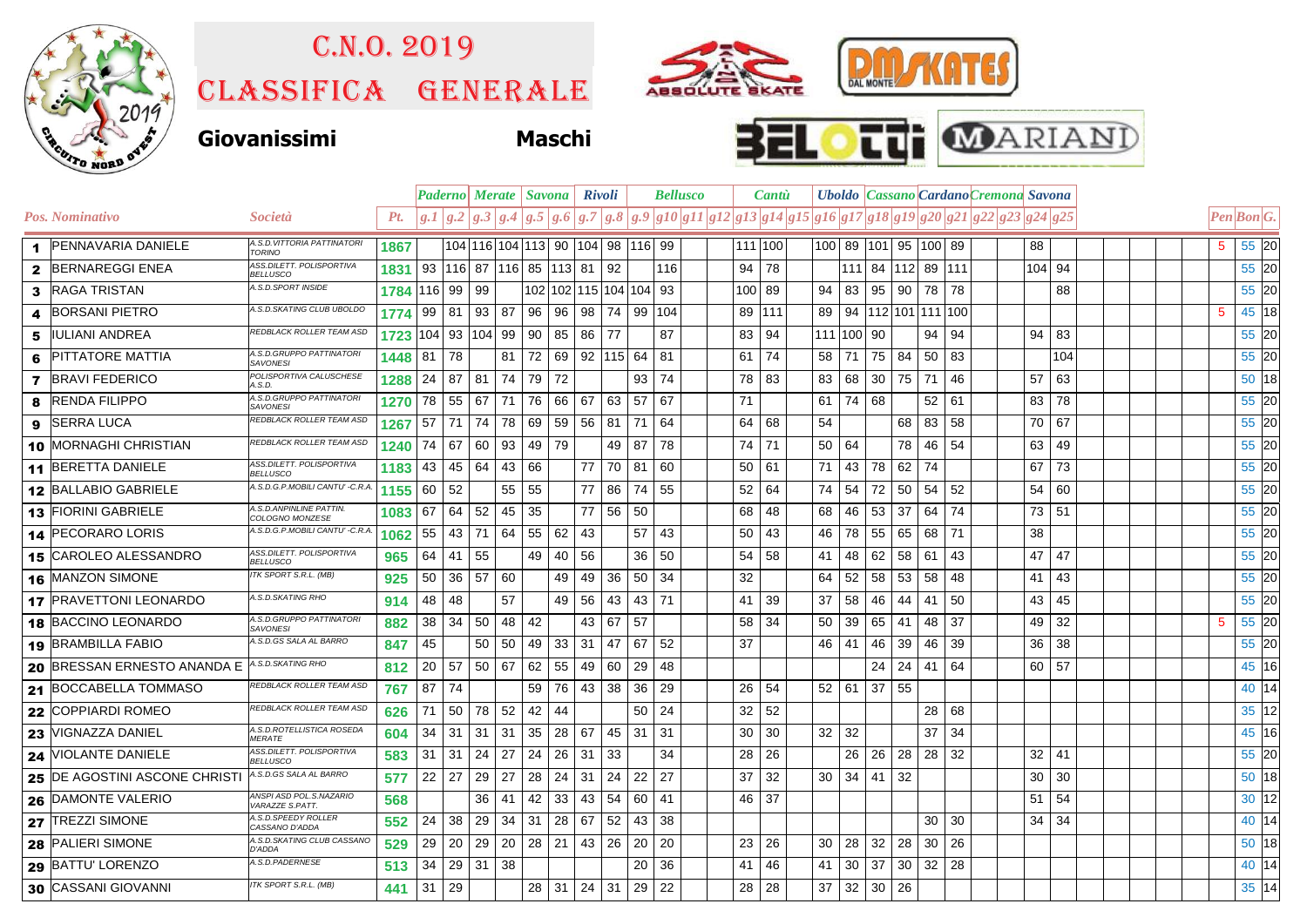# C.N.O. 2019

# CLASSIFICA GENERALE

**Giovanissimi** **Maschi**

| Pos. | Nominativo | Società | Pt. | Paderno | | Merate | | Savona | | Rivoli | | Bellusco | | | | Cantù | | | Uboldo | Cassano | | Cardano | | Cremona | | | Savona | | Pen | Bon | G. |
|---|---|---|---|---|---|---|---|---|---|---|---|---|---|---|---|---|---|---|---|---|---|---|---|---|---|---|---|---|---|---|---|
| | | | | g.1 | g.2 | g.3 | g.4 | g.5 | g.6 | g.7 | g.8 | g.9 | g10 | g11 | g12 | g13 | g14 | g15 | g16 | g17 | g18 | g19 | g20 | g21 | g22 | g23 | g24 | g25 | | | |
| 1 | PENNAVARIA DANIELE | A.S.D.VITTORIA PATTINATORI TORINO | 1867 | | 104 | 116 | 104 | 113 | 90 | 104 | 98 | 116 | 99 | | | 111 | 100 | | 100 | 89 | 101 | 95 | 100 | 89 | | | 88 | | 5 | 55 | 20 |
| 2 | BERNAREGGI ENEA | ASS.DILETT. POLISPORTIVA BELLUSCO | 1831 | 93 | 116 | 87 | 116 | 85 | 113 | 81 | 92 | | 116 | | | 94 | 78 | | | 111 | 84 | 112 | 89 | 111 | | | 104 | 94 | | 55 | 20 |
| 3 | RAGA TRISTAN | A.S.D.SPORT INSIDE | 1784 | 116 | 99 | 99 | | 102 | 102 | 115 | 104 | 104 | 93 | | | 100 | 89 | | 94 | 83 | 95 | 90 | 78 | 78 | | | | 88 | | 55 | 20 |
| 4 | BORSANI PIETRO | A.S.D.SKATING CLUB UBOLDO | 1774 | 99 | 81 | 93 | 87 | 96 | 96 | 98 | 74 | 99 | 104 | | | 89 | 111 | | 89 | 94 | 112 | 101 | 111 | 100 | | | | | 5 | 45 | 18 |
| 5 | IULIANI ANDREA | REDBLACK ROLLER TEAM ASD | 1723 | 104 | 93 | 104 | 99 | 90 | 85 | 86 | 77 | | 87 | | | 83 | 94 | | 111 | 100 | 90 | | 94 | 94 | | | 94 | 83 | | 55 | 20 |
| 6 | PITTATORE MATTIA | A.S.D.GRUPPO PATTINATORI SAVONESI | 1448 | 81 | 78 | | 81 | 72 | 69 | 92 | 115 | 64 | 81 | | | 61 | 74 | | 58 | 71 | 75 | 84 | 50 | 83 | | | | 104 | | 55 | 20 |
| 7 | BRAVI FEDERICO | POLISPORTIVA CALUSCHESE A.S.D. | 1288 | 24 | 87 | 81 | 74 | 79 | 72 | | | 93 | 74 | | | 78 | 83 | | 83 | 68 | 30 | 75 | 71 | 46 | | | 57 | 63 | | 50 | 18 |
| 8 | RENDA FILIPPO | A.S.D.GRUPPO PATTINATORI SAVONESI | 1270 | 78 | 55 | 67 | 71 | 76 | 66 | 67 | 63 | 57 | 67 | | | 71 | | | 61 | 74 | 68 | | 52 | 61 | | | 83 | 78 | | 55 | 20 |
| 9 | SERRA LUCA | REDBLACK ROLLER TEAM ASD | 1267 | 57 | 71 | 74 | 78 | 69 | 59 | 56 | 81 | 71 | 64 | | | 64 | 68 | | 54 | | | 68 | 83 | 58 | | | 70 | 67 | | 55 | 20 |
| 10 | MORNAGHI CHRISTIAN | REDBLACK ROLLER TEAM ASD | 1240 | 74 | 67 | 60 | 93 | 49 | 79 | | 49 | 87 | 78 | | | 74 | 71 | | 50 | 64 | | 78 | 46 | 54 | | | 63 | 49 | | 55 | 20 |
| 11 | BERETTA DANIELE | ASS.DILETT. POLISPORTIVA BELLUSCO | 1183 | 43 | 45 | 64 | 43 | 66 | | 77 | 70 | 81 | 60 | | | 50 | 61 | | 71 | 43 | 78 | 62 | 74 | | | | 67 | 73 | | 55 | 20 |
| 12 | BALLABIO GABRIELE | A.S.D.G.P.MOBILI CANTU' -C.R.A. | 1155 | 60 | 52 | | 55 | 55 | | 77 | 86 | 74 | 55 | | | 52 | 64 | | 74 | 54 | 72 | 50 | 54 | 52 | | | 54 | 60 | | 55 | 20 |
| 13 | FIORINI GABRIELE | A.S.D.ANPINLINE PATTIN. COLOGNO MONZESE | 1083 | 67 | 64 | 52 | 45 | 35 | | 77 | 56 | 50 | | | | 68 | 48 | | 68 | 46 | 53 | 37 | 64 | 74 | | | 73 | 51 | | 55 | 20 |
| 14 | PECORARO LORIS | A.S.D.G.P.MOBILI CANTU' -C.R.A. | 1062 | 55 | 43 | 71 | 64 | 55 | 62 | 43 | | 57 | 43 | | | 50 | 43 | | 46 | 78 | 55 | 65 | 68 | 71 | | | 38 | | | 55 | 20 |
| 15 | CAROLEO ALESSANDRO | ASS.DILETT. POLISPORTIVA BELLUSCO | 965 | 64 | 41 | 55 | | 49 | 40 | 56 | | 36 | 50 | | | 54 | 58 | | 41 | 48 | 62 | 58 | 61 | 43 | | | 47 | 47 | | 55 | 20 |
| 16 | MANZON SIMONE | ITK SPORT S.R.L. (MB) | 925 | 50 | 36 | 57 | 60 | | 49 | 49 | 36 | 50 | 34 | | | 32 | | | 64 | 52 | 58 | 53 | 58 | 48 | | | 41 | 43 | | 55 | 20 |
| 17 | PRAVETTONI LEONARDO | A.S.D.SKATING RHO | 914 | 48 | 48 | | 57 | | 49 | 56 | 43 | 43 | 71 | | | 41 | 39 | | 37 | 58 | 46 | 44 | 41 | 50 | | | 43 | 45 | | 55 | 20 |
| 18 | BACCINO LEONARDO | A.S.D.GRUPPO PATTINATORI SAVONESI | 882 | 38 | 34 | 50 | 48 | 42 | | 43 | 67 | 57 | | | | 58 | 34 | | 50 | 39 | 65 | 41 | 48 | 37 | | | 49 | 32 | 5 | 55 | 20 |
| 19 | BRAMBILLA FABIO | A.S.D.GS SALA AL BARRO | 847 | 45 | | 50 | 50 | 49 | 33 | 31 | 47 | 67 | 52 | | | 37 | | | 46 | 41 | 46 | 39 | 46 | 39 | | | 36 | 38 | | 55 | 20 |
| 20 | BRESSAN ERNESTO ANANDA E | A.S.D.SKATING RHO | 812 | 20 | 57 | 50 | 67 | 62 | 55 | 49 | 60 | 29 | 48 | | | | | | | | 24 | 24 | 41 | 64 | | | 60 | 57 | | 45 | 16 |
| 21 | BOCCABELLA TOMMASO | REDBLACK ROLLER TEAM ASD | 767 | 87 | 74 | | | 59 | 76 | 43 | 38 | 36 | 29 | | | 26 | 54 | | 52 | 61 | 37 | 55 | | | | | | | | 40 | 14 |
| 22 | COPPIARDI ROMEO | REDBLACK ROLLER TEAM ASD | 626 | 71 | 50 | 78 | 52 | 42 | 44 | | | 50 | 24 | | | 32 | 52 | | | | | | 28 | 68 | | | | | | 35 | 12 |
| 23 | VIGNAZZA DANIEL | A.S.D.ROTELLISTICA ROSEDA MERATE | 604 | 34 | 31 | 31 | 31 | 35 | 28 | 67 | 45 | 31 | 31 | | | 30 | 30 | | 32 | 32 | | | 37 | 34 | | | | | | 45 | 16 |
| 24 | VIOLANTE DANIELE | ASS.DILETT. POLISPORTIVA BELLUSCO | 583 | 31 | 31 | 24 | 27 | 24 | 26 | 31 | 33 | | 34 | | | 28 | 26 | | | 26 | 26 | 28 | 28 | 32 | | | 32 | 41 | | 55 | 20 |
| 25 | DE AGOSTINI ASCONE CHRISTI | A.S.D.GS SALA AL BARRO | 577 | 22 | 27 | 29 | 27 | 28 | 24 | 31 | 24 | 22 | 27 | | | 37 | 32 | | 30 | 34 | 41 | 32 | | | | | 30 | 30 | | 50 | 18 |
| 26 | DAMONTE VALERIO | ANSPI ASD POL.S.NAZARIO VARAZZE S.PATT. | 568 | | | 36 | 41 | 42 | 33 | 43 | 54 | 60 | 41 | | | 46 | 37 | | | | | | | | | | 51 | 54 | | 30 | 12 |
| 27 | TREZZI SIMONE | A.S.D.SPEEDY ROLLER CASSANO D'ADDA | 552 | 24 | 38 | 29 | 34 | 31 | 28 | 67 | 52 | 43 | 38 | | | | | | | | | | 30 | 30 | | | 34 | 34 | | 40 | 14 |
| 28 | PALIERI SIMONE | A.S.D.SKATING CLUB CASSANO D'ADDA | 529 | 29 | 20 | 29 | 20 | 28 | 21 | 43 | 26 | 20 | 20 | | | 23 | 26 | | 30 | 28 | 32 | 28 | 30 | 26 | | | | | | 50 | 18 |
| 29 | BATTU' LORENZO | A.S.D.PADERNESE | 513 | 34 | 29 | 31 | 38 | | | | | 20 | 36 | | | 41 | 46 | | 41 | 30 | 37 | 30 | 32 | 28 | | | | | | 40 | 14 |
| 30 | CASSANI GIOVANNI | ITK SPORT S.R.L. (MB) | 441 | 31 | 29 | | | 28 | 31 | 24 | 31 | 29 | 22 | | | 28 | 28 | | 37 | 32 | 30 | 26 | | | | | | | | 35 | 14 |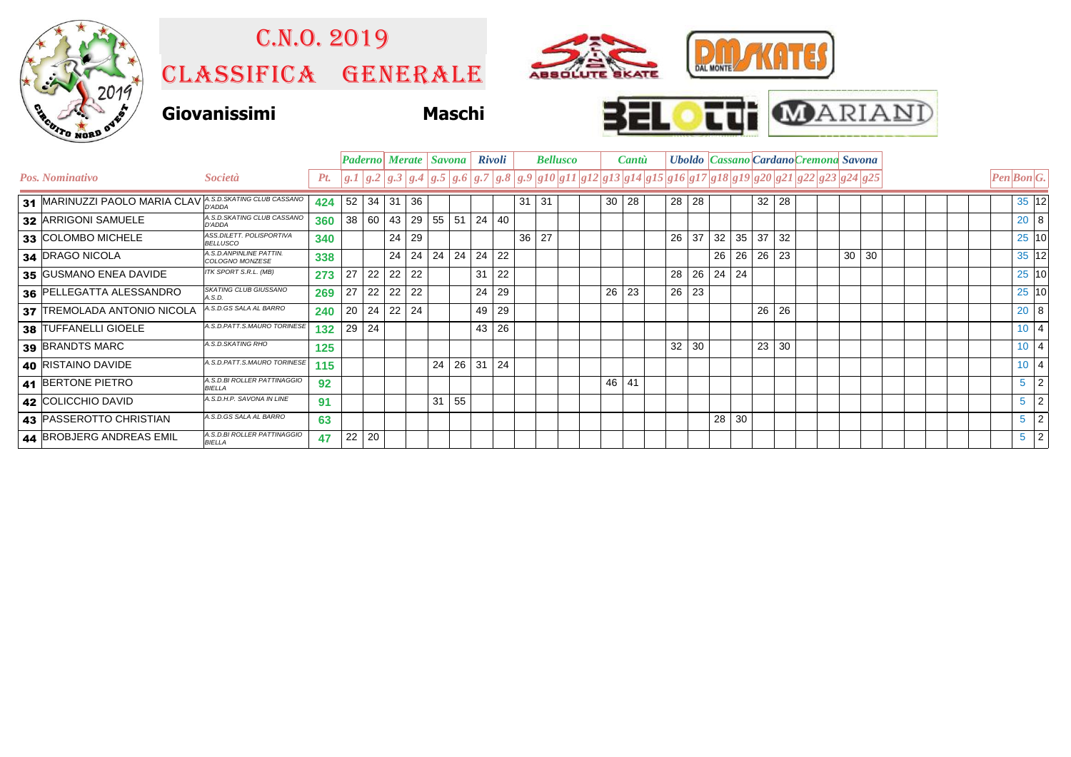# C.N.O. 2019

# Classifica Generale

**Giovanissimi** **Maschi**

| | | | | Paderno | | Merate | | Savona | | Rivoli | | Bellusco | | | | Cantù | | | Uboldo | | Cassano | | Cardano | | Cremona | | Savona | | | | |
|---|---|---|---|---|---|---|---|---|---|---|---|---|---|---|---|---|---|---|---|---|---|---|---|---|---|---|---|---|---|---|---|
| Pos. | Nominativo | Società | Pt. | g.1 | g.2 | g.3 | g.4 | g.5 | g.6 | g.7 | g.8 | g.9 | g10 | g11 | g12 | g13 | g14 | g15 | g16 | g17 | g18 | g19 | g20 | g21 | g22 | g23 | g24 | g25 | Pen | Bon | G. |
| 31 | MARINUZZI PAOLO MARIA CLAV | A.S.D.SKATING CLUB CASSANO D'ADDA | 424 | 52 | 34 | 31 | 36 | | | | | 31 | 31 | | | 30 | 28 | | 28 | 28 | | | 32 | 28 | | | | | | 35 | 12 |
| 32 | ARRIGONI SAMUELE | A.S.D.SKATING CLUB CASSANO D'ADDA | 360 | 38 | 60 | 43 | 29 | 55 | 51 | 24 | 40 | | | | | | | | | | | | | | | | | | | 20 | 8 |
| 33 | COLOMBO MICHELE | ASS.DILETT. POLISPORTIVA BELLUSCO | 340 | | | 24 | 29 | | | | | 36 | 27 | | | | | | 26 | 37 | 32 | 35 | 37 | 32 | | | | | | 25 | 10 |
| 34 | DRAGO NICOLA | A.S.D.ANPINLINE PATTIN. COLOGNO MONZESE | 338 | | | 24 | 24 | 24 | 24 | 24 | 22 | | | | | | | | | | 26 | 26 | 26 | 23 | | | 30 | 30 | | 35 | 12 |
| 35 | GUSMANO ENEA DAVIDE | ITK SPORT S.R.L. (MB) | 273 | 27 | 22 | 22 | 22 | | | 31 | 22 | | | | | | | | 28 | 26 | 24 | 24 | | | | | | | | 25 | 10 |
| 36 | PELLEGATTA ALESSANDRO | SKATING CLUB GIUSSANO A.S.D. | 269 | 27 | 22 | 22 | 22 | | | 24 | 29 | | | | | 26 | 23 | | 26 | 23 | | | | | | | | | | 25 | 10 |
| 37 | TREMOLADA ANTONIO NICOLA | A.S.D.GS SALA AL BARRO | 240 | 20 | 24 | 22 | 24 | | | 49 | 29 | | | | | | | | | | | | 26 | 26 | | | | | | 20 | 8 |
| 38 | TUFFANELLI GIOELE | A.S.D.PATT.S.MAURO TORINESE | 132 | 29 | 24 | | | | | 43 | 26 | | | | | | | | | | | | | | | | | | | 10 | 4 |
| 39 | BRANDTS MARC | A.S.D.SKATING RHO | 125 | | | | | | | | | | | | | | | | 32 | 30 | | | 23 | 30 | | | | | | 10 | 4 |
| 40 | RISTAINO DAVIDE | A.S.D.PATT.S.MAURO TORINESE | 115 | | | | | 24 | 26 | 31 | 24 | | | | | | | | | | | | | | | | | | | 10 | 4 |
| 41 | BERTONE PIETRO | A.S.D.BI ROLLER PATTINAGGIO BIELLA | 92 | | | | | | | | | | | | | 46 | 41 | | | | | | | | | | | | | 5 | 2 |
| 42 | COLICCHIO DAVID | A.S.D.H.P. SAVONA IN LINE | 91 | | | | | 31 | 55 | | | | | | | | | | | | | | | | | | | | | 5 | 2 |
| 43 | PASSEROTTO CHRISTIAN | A.S.D.GS SALA AL BARRO | 63 | | | | | | | | | | | | | | | | | | 28 | 30 | | | | | | | | 5 | 2 |
| 44 | BROBJERG ANDREAS EMIL | A.S.D.BI ROLLER PATTINAGGIO BIELLA | 47 | 22 | 20 | | | | | | | | | | | | | | | | | | | | | | | | | 5 | 2 |